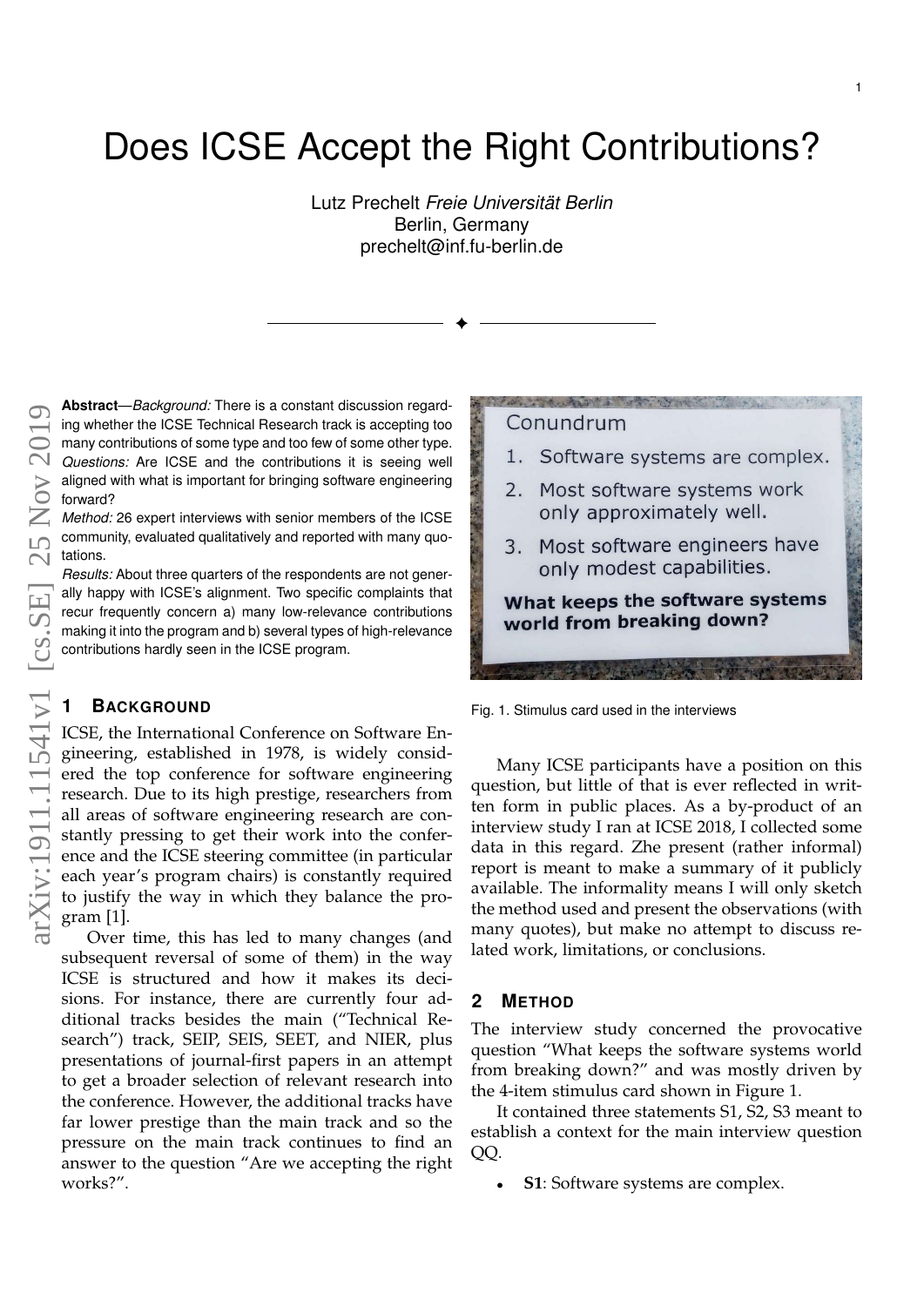# Does ICSE Accept the Right Contributions?

Lutz Prechelt *Freie Universität Berlin*
Berlin, Germany
prechelt@inf.fu-berlin.de

**Abstract**—*Background:* There is a constant discussion regarding whether the ICSE Technical Research track is accepting too many contributions of some type and too few of some other type.
*Questions:* Are ICSE and the contributions it is seeing well aligned with what is important for bringing software engineering forward?
*Method:* 26 expert interviews with senior members of the ICSE community, evaluated qualitatively and reported with many quotations.
*Results:* About three quarters of the respondents are not generally happy with ICSE's alignment. Two specific complaints that recur frequently concern a) many low-relevance contributions making it into the program and b) several types of high-relevance contributions hardly seen in the ICSE program.

## 1 Background

ICSE, the International Conference on Software Engineering, established in 1978, is widely considered the top conference for software engineering research. Due to its high prestige, researchers from all areas of software engineering research are constantly pressing to get their work into the conference and the ICSE steering committee (in particular each year's program chairs) is constantly required to justify the way in which they balance the program [1].

Over time, this has led to many changes (and subsequent reversal of some of them) in the way ICSE is structured and how it makes its decisions. For instance, there are currently four additional tracks besides the main ("Technical Research") track, SEIP, SEIS, SEET, and NIER, plus presentations of journal-first papers in an attempt to get a broader selection of relevant research into the conference. However, the additional tracks have far lower prestige than the main track and so the pressure on the main track continues to find an answer to the question "Are we accepting the right works?".

Conundrum

1. Software systems are complex.
2. Most software systems work only approximately well.
3. Most software engineers have only modest capabilities.

**What keeps the software systems world from breaking down?**

Fig. 1. Stimulus card used in the interviews

Many ICSE participants have a position on this question, but little of that is ever reflected in written form in public places. As a by-product of an interview study I ran at ICSE 2018, I collected some data in this regard. Zhe present (rather informal) report is meant to make a summary of it publicly available. The informality means I will only sketch the method used and present the observations (with many quotes), but make no attempt to discuss related work, limitations, or conclusions.

## 2 Method

The interview study concerned the provocative question "What keeps the software systems world from breaking down?" and was mostly driven by the 4-item stimulus card shown in Figure 1.

It contained three statements S1, S2, S3 meant to establish a context for the main interview question QQ.

- **S1**: Software systems are complex.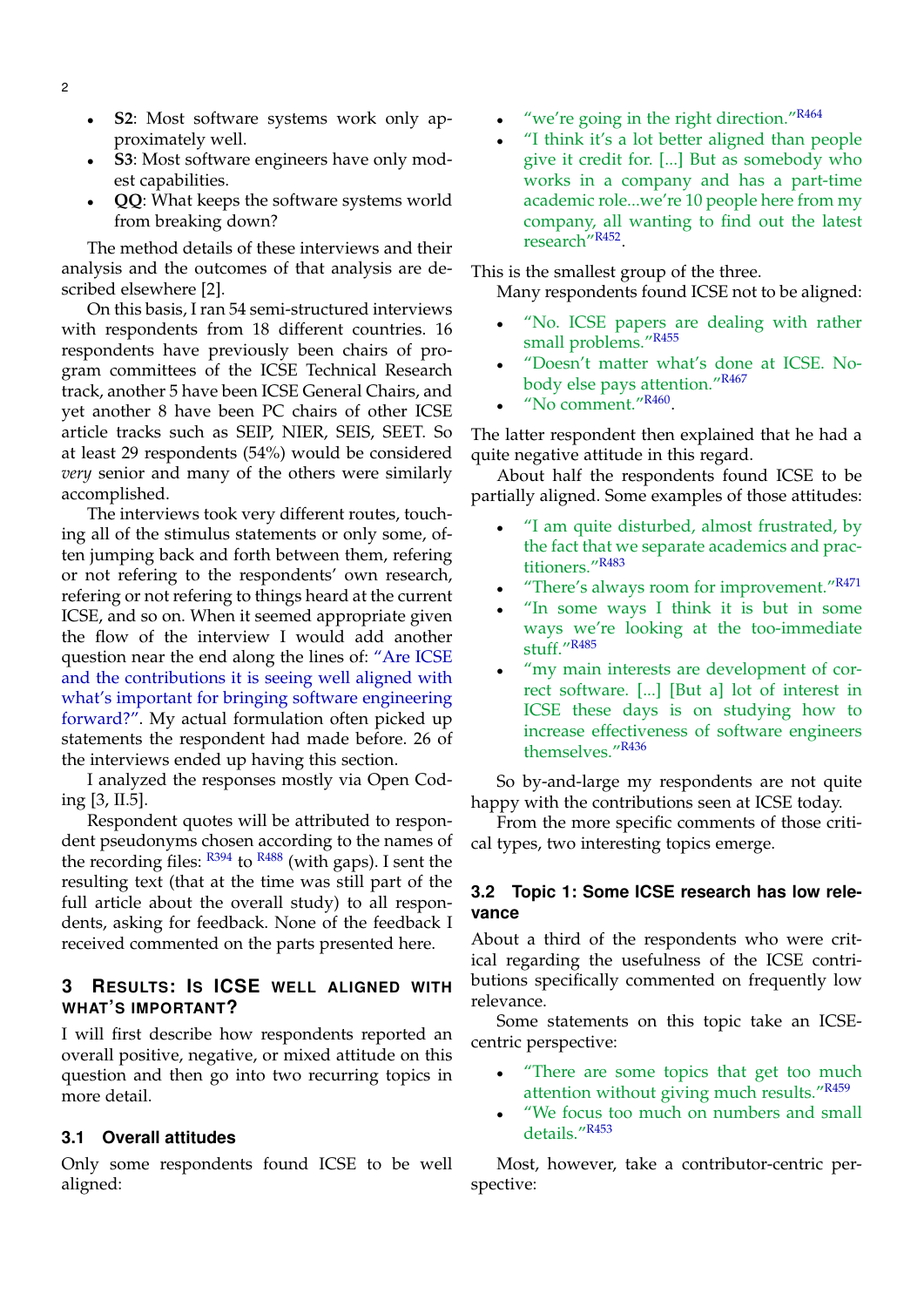- **S2**: Most software systems work only approximately well.
- **S3**: Most software engineers have only modest capabilities.
- **QQ**: What keeps the software systems world from breaking down?

The method details of these interviews and their analysis and the outcomes of that analysis are described elsewhere [2].

On this basis, I ran 54 semi-structured interviews with respondents from 18 different countries. 16 respondents have previously been chairs of program committees of the ICSE Technical Research track, another 5 have been ICSE General Chairs, and yet another 8 have been PC chairs of other ICSE article tracks such as SEIP, NIER, SEIS, SEET. So at least 29 respondents (54%) would be considered *very* senior and many of the others were similarly accomplished.

The interviews took very different routes, touching all of the stimulus statements or only some, often jumping back and forth between them, refering or not refering to the respondents' own research, refering or not refering to things heard at the current ICSE, and so on. When it seemed appropriate given the flow of the interview I would add another question near the end along the lines of: "Are ICSE and the contributions it is seeing well aligned with what's important for bringing software engineering forward?". My actual formulation often picked up statements the respondent had made before. 26 of the interviews ended up having this section.

I analyzed the responses mostly via Open Coding [3, II.5].

Respondent quotes will be attributed to respondent pseudonyms chosen according to the names of the recording files: R394 to R488 (with gaps). I sent the resulting text (that at the time was still part of the full article about the overall study) to all respondents, asking for feedback. None of the feedback I received commented on the parts presented here.

## 3 Results: Is ICSE well aligned with what's important?

I will first describe how respondents reported an overall positive, negative, or mixed attitude on this question and then go into two recurring topics in more detail.

### 3.1 Overall attitudes

Only some respondents found ICSE to be well aligned:

- "we're going in the right direction."[R464]
- "I think it's a lot better aligned than people give it credit for. [...] But as somebody who works in a company and has a part-time academic role...we're 10 people here from my company, all wanting to find out the latest research"[R452].

This is the smallest group of the three.

Many respondents found ICSE not to be aligned:

- "No. ICSE papers are dealing with rather small problems."[R455]
- "Doesn't matter what's done at ICSE. Nobody else pays attention."[R467]
- "No comment."[R460].

The latter respondent then explained that he had a quite negative attitude in this regard.

About half the respondents found ICSE to be partially aligned. Some examples of those attitudes:

- "I am quite disturbed, almost frustrated, by the fact that we separate academics and practitioners."[R483]
- "There's always room for improvement."[R471]
- "In some ways I think it is but in some ways we're looking at the too-immediate stuff."[R485]
- "my main interests are development of correct software. [...] [But a] lot of interest in ICSE these days is on studying how to increase effectiveness of software engineers themselves."[R436]

So by-and-large my respondents are not quite happy with the contributions seen at ICSE today.

From the more specific comments of those critical types, two interesting topics emerge.

### 3.2 Topic 1: Some ICSE research has low relevance

About a third of the respondents who were critical regarding the usefulness of the ICSE contributions specifically commented on frequently low relevance.

Some statements on this topic take an ICSE-centric perspective:

- "There are some topics that get too much attention without giving much results."[R459]
- "We focus too much on numbers and small details."[R453]

Most, however, take a contributor-centric perspective: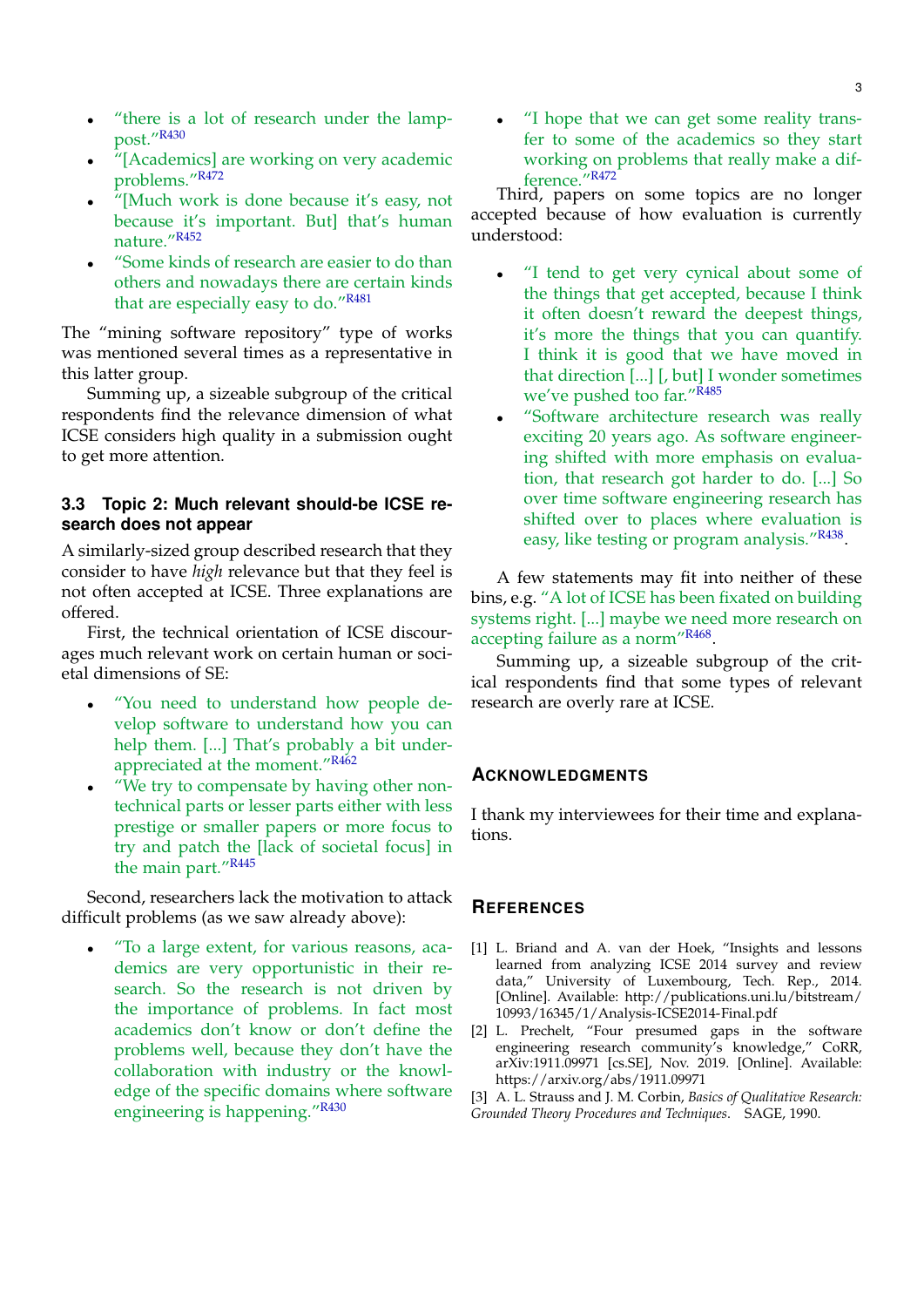- "there is a lot of research under the lamp-post."R430
- "[Academics] are working on very academic problems."R472
- "[Much work is done because it's easy, not because it's important. But] that's human nature."R452
- "Some kinds of research are easier to do than others and nowadays there are certain kinds that are especially easy to do."R481

The "mining software repository" type of works was mentioned several times as a representative in this latter group.

Summing up, a sizeable subgroup of the critical respondents find the relevance dimension of what ICSE considers high quality in a submission ought to get more attention.

### 3.3 Topic 2: Much relevant should-be ICSE research does not appear

A similarly-sized group described research that they consider to have *high* relevance but that they feel is not often accepted at ICSE. Three explanations are offered.

First, the technical orientation of ICSE discourages much relevant work on certain human or societal dimensions of SE:

- "You need to understand how people develop software to understand how you can help them. [...] That's probably a bit underappreciated at the moment."R462
- "We try to compensate by having other non-technical parts or lesser parts either with less prestige or smaller papers or more focus to try and patch the [lack of societal focus] in the main part."R445

Second, researchers lack the motivation to attack difficult problems (as we saw already above):

- "To a large extent, for various reasons, academics are very opportunistic in their research. So the research is not driven by the importance of problems. In fact most academics don't know or don't define the problems well, because they don't have the collaboration with industry or the knowledge of the specific domains where software engineering is happening."R430
- "I hope that we can get some reality transfer to some of the academics so they start working on problems that really make a difference."R472

Third, papers on some topics are no longer accepted because of how evaluation is currently understood:

- "I tend to get very cynical about some of the things that get accepted, because I think it often doesn't reward the deepest things, it's more the things that you can quantify. I think it is good that we have moved in that direction [...] [, but] I wonder sometimes we've pushed too far."R485
- "Software architecture research was really exciting 20 years ago. As software engineering shifted with more emphasis on evaluation, that research got harder to do. [...] So over time software engineering research has shifted over to places where evaluation is easy, like testing or program analysis."R438.

A few statements may fit into neither of these bins, e.g. "A lot of ICSE has been fixated on building systems right. [...] maybe we need more research on accepting failure as a norm"R468.

Summing up, a sizeable subgroup of the critical respondents find that some types of relevant research are overly rare at ICSE.

## Acknowledgments

I thank my interviewees for their time and explanations.

## References

[1] L. Briand and A. van der Hoek, "Insights and lessons learned from analyzing ICSE 2014 survey and review data," University of Luxembourg, Tech. Rep., 2014. [Online]. Available: http://publications.uni.lu/bitstream/10993/16345/1/Analysis-ICSE2014-Final.pdf

[2] L. Prechelt, "Four presumed gaps in the software engineering research community's knowledge," CoRR, arXiv:1911.09971 [cs.SE], Nov. 2019. [Online]. Available: https://arxiv.org/abs/1911.09971

[3] A. L. Strauss and J. M. Corbin, *Basics of Qualitative Research: Grounded Theory Procedures and Techniques*. SAGE, 1990.